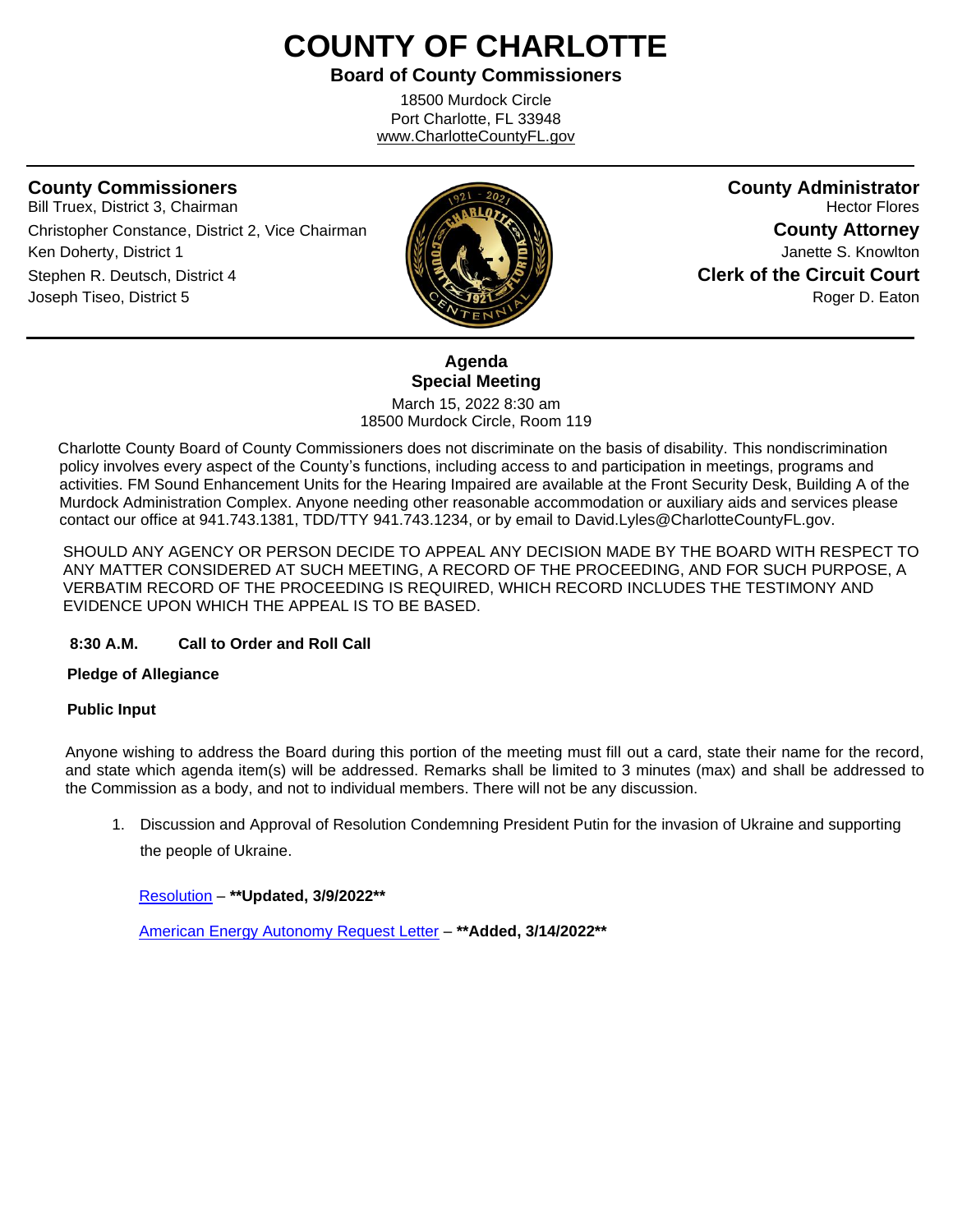# COUNTY OF CHARLOTTE

**Board of County Commissioners**

18500 Murdock Circle
Port Charlotte, FL 33948
www.CharlotteCountyFL.gov

**County Commissioners**
Bill Truex, District 3, Chairman
Christopher Constance, District 2, Vice Chairman
Ken Doherty, District 1
Stephen R. Deutsch, District 4
Joseph Tiseo, District 5

**County Administrator**
Hector Flores

**County Attorney**
Janette S. Knowlton

**Clerk of the Circuit Court**
Roger D. Eaton

## Agenda
## Special Meeting

March 15, 2022 8:30 am
18500 Murdock Circle, Room 119

Charlotte County Board of County Commissioners does not discriminate on the basis of disability. This nondiscrimination policy involves every aspect of the County's functions, including access to and participation in meetings, programs and activities. FM Sound Enhancement Units for the Hearing Impaired are available at the Front Security Desk, Building A of the Murdock Administration Complex. Anyone needing other reasonable accommodation or auxiliary aids and services please contact our office at 941.743.1381, TDD/TTY 941.743.1234, or by email to David.Lyles@CharlotteCountyFL.gov.

SHOULD ANY AGENCY OR PERSON DECIDE TO APPEAL ANY DECISION MADE BY THE BOARD WITH RESPECT TO ANY MATTER CONSIDERED AT SUCH MEETING, A RECORD OF THE PROCEEDING, AND FOR SUCH PURPOSE, A VERBATIM RECORD OF THE PROCEEDING IS REQUIRED, WHICH RECORD INCLUDES THE TESTIMONY AND EVIDENCE UPON WHICH THE APPEAL IS TO BE BASED.

**8:30 A.M. Call to Order and Roll Call**

**Pledge of Allegiance**

**Public Input**

Anyone wishing to address the Board during this portion of the meeting must fill out a card, state their name for the record, and state which agenda item(s) will be addressed. Remarks shall be limited to 3 minutes (max) and shall be addressed to the Commission as a body, and not to individual members. There will not be any discussion.

1. Discussion and Approval of Resolution Condemning President Putin for the invasion of Ukraine and supporting the people of Ukraine.

   Resolution – **Updated, 3/9/2022**

   American Energy Autonomy Request Letter – **Added, 3/14/2022**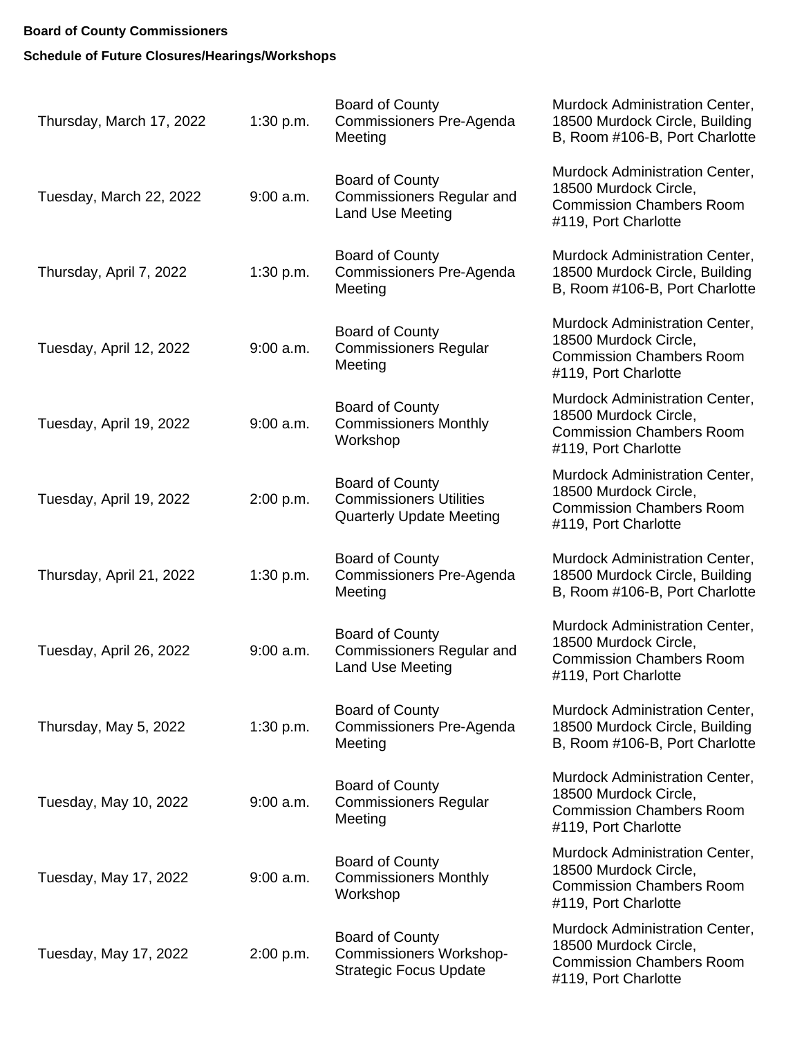**Board of County Commissioners**

**Schedule of Future Closures/Hearings/Workshops**

| | | | |
|---|---|---|---|
| Thursday, March 17, 2022 | 1:30 p.m. | Board of County Commissioners Pre-Agenda Meeting | Murdock Administration Center, 18500 Murdock Circle, Building B, Room #106-B, Port Charlotte |
| Tuesday, March 22, 2022 | 9:00 a.m. | Board of County Commissioners Regular and Land Use Meeting | Murdock Administration Center, 18500 Murdock Circle, Commission Chambers Room #119, Port Charlotte |
| Thursday, April 7, 2022 | 1:30 p.m. | Board of County Commissioners Pre-Agenda Meeting | Murdock Administration Center, 18500 Murdock Circle, Building B, Room #106-B, Port Charlotte |
| Tuesday, April 12, 2022 | 9:00 a.m. | Board of County Commissioners Regular Meeting | Murdock Administration Center, 18500 Murdock Circle, Commission Chambers Room #119, Port Charlotte |
| Tuesday, April 19, 2022 | 9:00 a.m. | Board of County Commissioners Monthly Workshop | Murdock Administration Center, 18500 Murdock Circle, Commission Chambers Room #119, Port Charlotte |
| Tuesday, April 19, 2022 | 2:00 p.m. | Board of County Commissioners Utilities Quarterly Update Meeting | Murdock Administration Center, 18500 Murdock Circle, Commission Chambers Room #119, Port Charlotte |
| Thursday, April 21, 2022 | 1:30 p.m. | Board of County Commissioners Pre-Agenda Meeting | Murdock Administration Center, 18500 Murdock Circle, Building B, Room #106-B, Port Charlotte |
| Tuesday, April 26, 2022 | 9:00 a.m. | Board of County Commissioners Regular and Land Use Meeting | Murdock Administration Center, 18500 Murdock Circle, Commission Chambers Room #119, Port Charlotte |
| Thursday, May 5, 2022 | 1:30 p.m. | Board of County Commissioners Pre-Agenda Meeting | Murdock Administration Center, 18500 Murdock Circle, Building B, Room #106-B, Port Charlotte |
| Tuesday, May 10, 2022 | 9:00 a.m. | Board of County Commissioners Regular Meeting | Murdock Administration Center, 18500 Murdock Circle, Commission Chambers Room #119, Port Charlotte |
| Tuesday, May 17, 2022 | 9:00 a.m. | Board of County Commissioners Monthly Workshop | Murdock Administration Center, 18500 Murdock Circle, Commission Chambers Room #119, Port Charlotte |
| Tuesday, May 17, 2022 | 2:00 p.m. | Board of County Commissioners Workshop-Strategic Focus Update | Murdock Administration Center, 18500 Murdock Circle, Commission Chambers Room #119, Port Charlotte |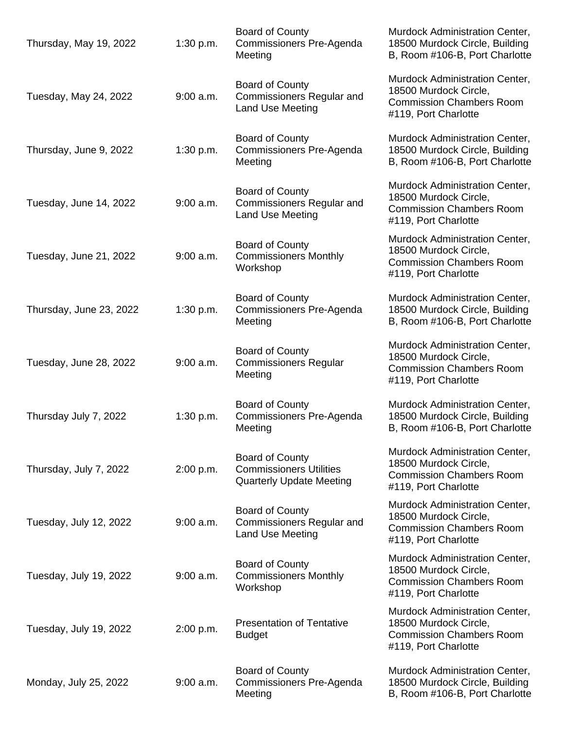| | | | |
|---|---|---|---|
| Thursday, May 19, 2022 | 1:30 p.m. | Board of County Commissioners Pre-Agenda Meeting | Murdock Administration Center, 18500 Murdock Circle, Building B, Room #106-B, Port Charlotte |
| Tuesday, May 24, 2022 | 9:00 a.m. | Board of County Commissioners Regular and Land Use Meeting | Murdock Administration Center, 18500 Murdock Circle, Commission Chambers Room #119, Port Charlotte |
| Thursday, June 9, 2022 | 1:30 p.m. | Board of County Commissioners Pre-Agenda Meeting | Murdock Administration Center, 18500 Murdock Circle, Building B, Room #106-B, Port Charlotte |
| Tuesday, June 14, 2022 | 9:00 a.m. | Board of County Commissioners Regular and Land Use Meeting | Murdock Administration Center, 18500 Murdock Circle, Commission Chambers Room #119, Port Charlotte |
| Tuesday, June 21, 2022 | 9:00 a.m. | Board of County Commissioners Monthly Workshop | Murdock Administration Center, 18500 Murdock Circle, Commission Chambers Room #119, Port Charlotte |
| Thursday, June 23, 2022 | 1:30 p.m. | Board of County Commissioners Pre-Agenda Meeting | Murdock Administration Center, 18500 Murdock Circle, Building B, Room #106-B, Port Charlotte |
| Tuesday, June 28, 2022 | 9:00 a.m. | Board of County Commissioners Regular Meeting | Murdock Administration Center, 18500 Murdock Circle, Commission Chambers Room #119, Port Charlotte |
| Thursday July 7, 2022 | 1:30 p.m. | Board of County Commissioners Pre-Agenda Meeting | Murdock Administration Center, 18500 Murdock Circle, Building B, Room #106-B, Port Charlotte |
| Thursday, July 7, 2022 | 2:00 p.m. | Board of County Commissioners Utilities Quarterly Update Meeting | Murdock Administration Center, 18500 Murdock Circle, Commission Chambers Room #119, Port Charlotte |
| Tuesday, July 12, 2022 | 9:00 a.m. | Board of County Commissioners Regular and Land Use Meeting | Murdock Administration Center, 18500 Murdock Circle, Commission Chambers Room #119, Port Charlotte |
| Tuesday, July 19, 2022 | 9:00 a.m. | Board of County Commissioners Monthly Workshop | Murdock Administration Center, 18500 Murdock Circle, Commission Chambers Room #119, Port Charlotte |
| Tuesday, July 19, 2022 | 2:00 p.m. | Presentation of Tentative Budget | Murdock Administration Center, 18500 Murdock Circle, Commission Chambers Room #119, Port Charlotte |
| Monday, July 25, 2022 | 9:00 a.m. | Board of County Commissioners Pre-Agenda Meeting | Murdock Administration Center, 18500 Murdock Circle, Building B, Room #106-B, Port Charlotte |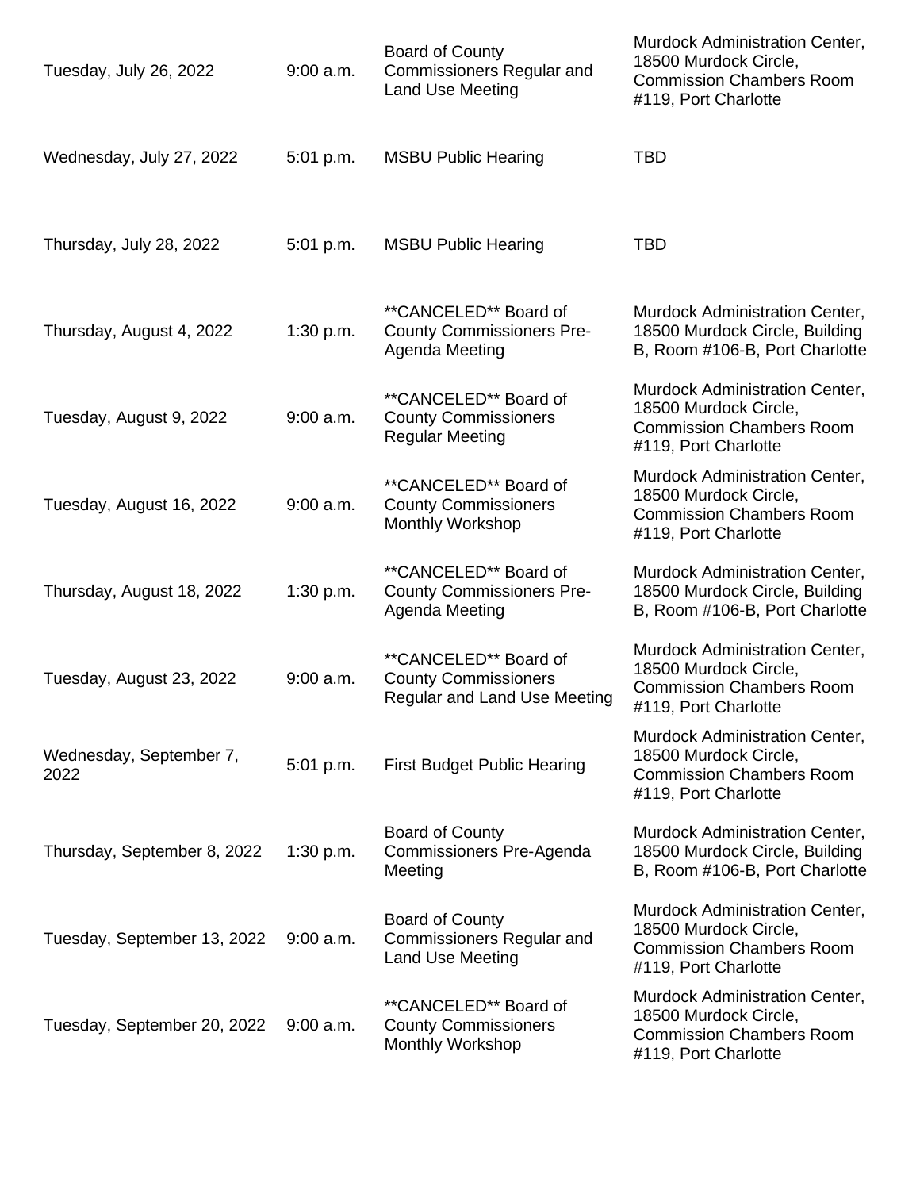| | | | |
|---|---|---|---|
| Tuesday, July 26, 2022 | 9:00 a.m. | Board of County Commissioners Regular and Land Use Meeting | Murdock Administration Center, 18500 Murdock Circle, Commission Chambers Room #119, Port Charlotte |
| Wednesday, July 27, 2022 | 5:01 p.m. | MSBU Public Hearing | TBD |
| Thursday, July 28, 2022 | 5:01 p.m. | MSBU Public Hearing | TBD |
| Thursday, August 4, 2022 | 1:30 p.m. | **CANCELED** Board of County Commissioners Pre-Agenda Meeting | Murdock Administration Center, 18500 Murdock Circle, Building B, Room #106-B, Port Charlotte |
| Tuesday, August 9, 2022 | 9:00 a.m. | **CANCELED** Board of County Commissioners Regular Meeting | Murdock Administration Center, 18500 Murdock Circle, Commission Chambers Room #119, Port Charlotte |
| Tuesday, August 16, 2022 | 9:00 a.m. | **CANCELED** Board of County Commissioners Monthly Workshop | Murdock Administration Center, 18500 Murdock Circle, Commission Chambers Room #119, Port Charlotte |
| Thursday, August 18, 2022 | 1:30 p.m. | **CANCELED** Board of County Commissioners Pre-Agenda Meeting | Murdock Administration Center, 18500 Murdock Circle, Building B, Room #106-B, Port Charlotte |
| Tuesday, August 23, 2022 | 9:00 a.m. | **CANCELED** Board of County Commissioners Regular and Land Use Meeting | Murdock Administration Center, 18500 Murdock Circle, Commission Chambers Room #119, Port Charlotte |
| Wednesday, September 7, 2022 | 5:01 p.m. | First Budget Public Hearing | Murdock Administration Center, 18500 Murdock Circle, Commission Chambers Room #119, Port Charlotte |
| Thursday, September 8, 2022 | 1:30 p.m. | Board of County Commissioners Pre-Agenda Meeting | Murdock Administration Center, 18500 Murdock Circle, Building B, Room #106-B, Port Charlotte |
| Tuesday, September 13, 2022 | 9:00 a.m. | Board of County Commissioners Regular and Land Use Meeting | Murdock Administration Center, 18500 Murdock Circle, Commission Chambers Room #119, Port Charlotte |
| Tuesday, September 20, 2022 | 9:00 a.m. | **CANCELED** Board of County Commissioners Monthly Workshop | Murdock Administration Center, 18500 Murdock Circle, Commission Chambers Room #119, Port Charlotte |